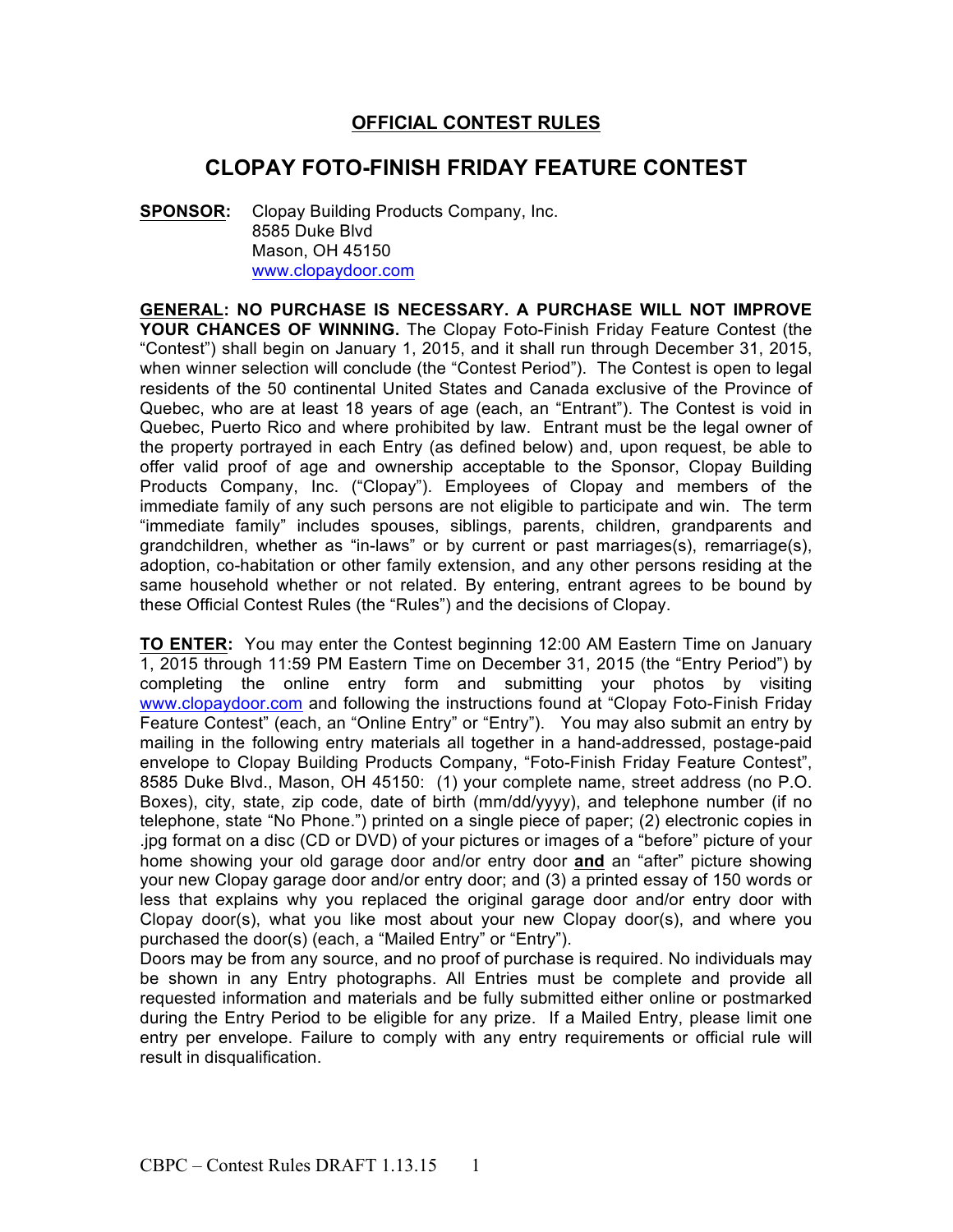# OFFICIAL CONTEST RULES

## CLOPAY FOTO-FINISH FRIDAY FEATURE CONTEST

**SPONSOR:** Clopay Building Products Company, Inc.
8585 Duke Blvd
Mason, OH 45150
www.clopaydoor.com

**GENERAL: NO PURCHASE IS NECESSARY. A PURCHASE WILL NOT IMPROVE YOUR CHANCES OF WINNING.** The Clopay Foto-Finish Friday Feature Contest (the "Contest") shall begin on January 1, 2015, and it shall run through December 31, 2015, when winner selection will conclude (the "Contest Period"). The Contest is open to legal residents of the 50 continental United States and Canada exclusive of the Province of Quebec, who are at least 18 years of age (each, an "Entrant"). The Contest is void in Quebec, Puerto Rico and where prohibited by law. Entrant must be the legal owner of the property portrayed in each Entry (as defined below) and, upon request, be able to offer valid proof of age and ownership acceptable to the Sponsor, Clopay Building Products Company, Inc. ("Clopay"). Employees of Clopay and members of the immediate family of any such persons are not eligible to participate and win. The term "immediate family" includes spouses, siblings, parents, children, grandparents and grandchildren, whether as "in-laws" or by current or past marriages(s), remarriage(s), adoption, co-habitation or other family extension, and any other persons residing at the same household whether or not related. By entering, entrant agrees to be bound by these Official Contest Rules (the "Rules") and the decisions of Clopay.

**TO ENTER:** You may enter the Contest beginning 12:00 AM Eastern Time on January 1, 2015 through 11:59 PM Eastern Time on December 31, 2015 (the "Entry Period") by completing the online entry form and submitting your photos by visiting www.clopaydoor.com and following the instructions found at "Clopay Foto-Finish Friday Feature Contest" (each, an "Online Entry" or "Entry"). You may also submit an entry by mailing in the following entry materials all together in a hand-addressed, postage-paid envelope to Clopay Building Products Company, "Foto-Finish Friday Feature Contest", 8585 Duke Blvd., Mason, OH 45150: (1) your complete name, street address (no P.O. Boxes), city, state, zip code, date of birth (mm/dd/yyyy), and telephone number (if no telephone, state "No Phone.") printed on a single piece of paper; (2) electronic copies in .jpg format on a disc (CD or DVD) of your pictures or images of a "before" picture of your home showing your old garage door and/or entry door **and** an "after" picture showing your new Clopay garage door and/or entry door; and (3) a printed essay of 150 words or less that explains why you replaced the original garage door and/or entry door with Clopay door(s), what you like most about your new Clopay door(s), and where you purchased the door(s) (each, a "Mailed Entry" or "Entry").

Doors may be from any source, and no proof of purchase is required. No individuals may be shown in any Entry photographs. All Entries must be complete and provide all requested information and materials and be fully submitted either online or postmarked during the Entry Period to be eligible for any prize. If a Mailed Entry, please limit one entry per envelope. Failure to comply with any entry requirements or official rule will result in disqualification.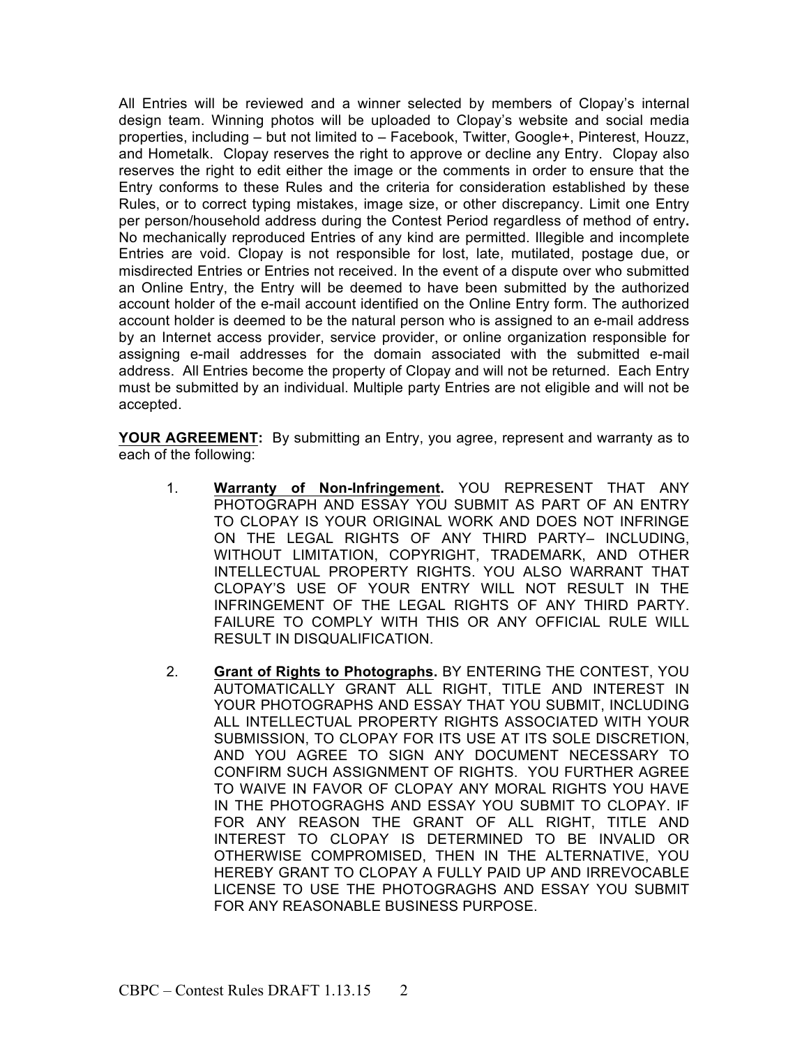All Entries will be reviewed and a winner selected by members of Clopay's internal design team. Winning photos will be uploaded to Clopay's website and social media properties, including – but not limited to – Facebook, Twitter, Google+, Pinterest, Houzz, and Hometalk. Clopay reserves the right to approve or decline any Entry. Clopay also reserves the right to edit either the image or the comments in order to ensure that the Entry conforms to these Rules and the criteria for consideration established by these Rules, or to correct typing mistakes, image size, or other discrepancy. Limit one Entry per person/household address during the Contest Period regardless of method of entry**.** No mechanically reproduced Entries of any kind are permitted. Illegible and incomplete Entries are void. Clopay is not responsible for lost, late, mutilated, postage due, or misdirected Entries or Entries not received. In the event of a dispute over who submitted an Online Entry, the Entry will be deemed to have been submitted by the authorized account holder of the e-mail account identified on the Online Entry form. The authorized account holder is deemed to be the natural person who is assigned to an e-mail address by an Internet access provider, service provider, or online organization responsible for assigning e-mail addresses for the domain associated with the submitted e-mail address. All Entries become the property of Clopay and will not be returned. Each Entry must be submitted by an individual. Multiple party Entries are not eligible and will not be accepted.

**YOUR AGREEMENT:** By submitting an Entry, you agree, represent and warranty as to each of the following:

1. **Warranty of Non-Infringement.** YOU REPRESENT THAT ANY PHOTOGRAPH AND ESSAY YOU SUBMIT AS PART OF AN ENTRY TO CLOPAY IS YOUR ORIGINAL WORK AND DOES NOT INFRINGE ON THE LEGAL RIGHTS OF ANY THIRD PARTY– INCLUDING, WITHOUT LIMITATION, COPYRIGHT, TRADEMARK, AND OTHER INTELLECTUAL PROPERTY RIGHTS. YOU ALSO WARRANT THAT CLOPAY'S USE OF YOUR ENTRY WILL NOT RESULT IN THE INFRINGEMENT OF THE LEGAL RIGHTS OF ANY THIRD PARTY. FAILURE TO COMPLY WITH THIS OR ANY OFFICIAL RULE WILL RESULT IN DISQUALIFICATION.

2. **Grant of Rights to Photographs.** BY ENTERING THE CONTEST, YOU AUTOMATICALLY GRANT ALL RIGHT, TITLE AND INTEREST IN YOUR PHOTOGRAPHS AND ESSAY THAT YOU SUBMIT, INCLUDING ALL INTELLECTUAL PROPERTY RIGHTS ASSOCIATED WITH YOUR SUBMISSION, TO CLOPAY FOR ITS USE AT ITS SOLE DISCRETION, AND YOU AGREE TO SIGN ANY DOCUMENT NECESSARY TO CONFIRM SUCH ASSIGNMENT OF RIGHTS. YOU FURTHER AGREE TO WAIVE IN FAVOR OF CLOPAY ANY MORAL RIGHTS YOU HAVE IN THE PHOTOGRAGHS AND ESSAY YOU SUBMIT TO CLOPAY. IF FOR ANY REASON THE GRANT OF ALL RIGHT, TITLE AND INTEREST TO CLOPAY IS DETERMINED TO BE INVALID OR OTHERWISE COMPROMISED, THEN IN THE ALTERNATIVE, YOU HEREBY GRANT TO CLOPAY A FULLY PAID UP AND IRREVOCABLE LICENSE TO USE THE PHOTOGRAGHS AND ESSAY YOU SUBMIT FOR ANY REASONABLE BUSINESS PURPOSE.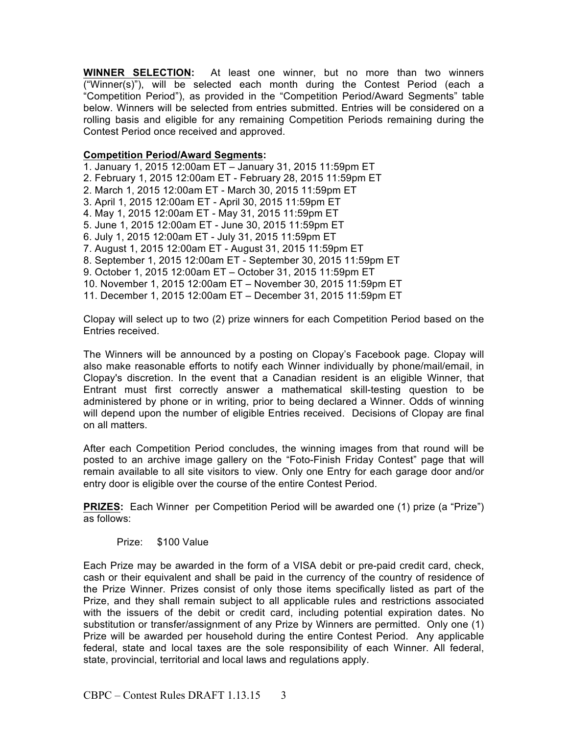**WINNER SELECTION:** At least one winner, but no more than two winners ("Winner(s)"), will be selected each month during the Contest Period (each a "Competition Period"), as provided in the "Competition Period/Award Segments" table below. Winners will be selected from entries submitted. Entries will be considered on a rolling basis and eligible for any remaining Competition Periods remaining during the Contest Period once received and approved.

**Competition Period/Award Segments:**

1. January 1, 2015 12:00am ET – January 31, 2015 11:59pm ET
2. February 1, 2015 12:00am ET - February 28, 2015 11:59pm ET
2. March 1, 2015 12:00am ET - March 30, 2015 11:59pm ET
3. April 1, 2015 12:00am ET - April 30, 2015 11:59pm ET
4. May 1, 2015 12:00am ET - May 31, 2015 11:59pm ET
5. June 1, 2015 12:00am ET - June 30, 2015 11:59pm ET
6. July 1, 2015 12:00am ET - July 31, 2015 11:59pm ET
7. August 1, 2015 12:00am ET - August 31, 2015 11:59pm ET
8. September 1, 2015 12:00am ET - September 30, 2015 11:59pm ET
9. October 1, 2015 12:00am ET – October 31, 2015 11:59pm ET
10. November 1, 2015 12:00am ET – November 30, 2015 11:59pm ET
11. December 1, 2015 12:00am ET – December 31, 2015 11:59pm ET

Clopay will select up to two (2) prize winners for each Competition Period based on the Entries received.

The Winners will be announced by a posting on Clopay's Facebook page. Clopay will also make reasonable efforts to notify each Winner individually by phone/mail/email, in Clopay's discretion. In the event that a Canadian resident is an eligible Winner, that Entrant must first correctly answer a mathematical skill-testing question to be administered by phone or in writing, prior to being declared a Winner. Odds of winning will depend upon the number of eligible Entries received. Decisions of Clopay are final on all matters.

After each Competition Period concludes, the winning images from that round will be posted to an archive image gallery on the "Foto-Finish Friday Contest" page that will remain available to all site visitors to view. Only one Entry for each garage door and/or entry door is eligible over the course of the entire Contest Period.

**PRIZES:** Each Winner per Competition Period will be awarded one (1) prize (a "Prize") as follows:

Prize: $100 Value

Each Prize may be awarded in the form of a VISA debit or pre-paid credit card, check, cash or their equivalent and shall be paid in the currency of the country of residence of the Prize Winner. Prizes consist of only those items specifically listed as part of the Prize, and they shall remain subject to all applicable rules and restrictions associated with the issuers of the debit or credit card, including potential expiration dates. No substitution or transfer/assignment of any Prize by Winners are permitted. Only one (1) Prize will be awarded per household during the entire Contest Period. Any applicable federal, state and local taxes are the sole responsibility of each Winner. All federal, state, provincial, territorial and local laws and regulations apply.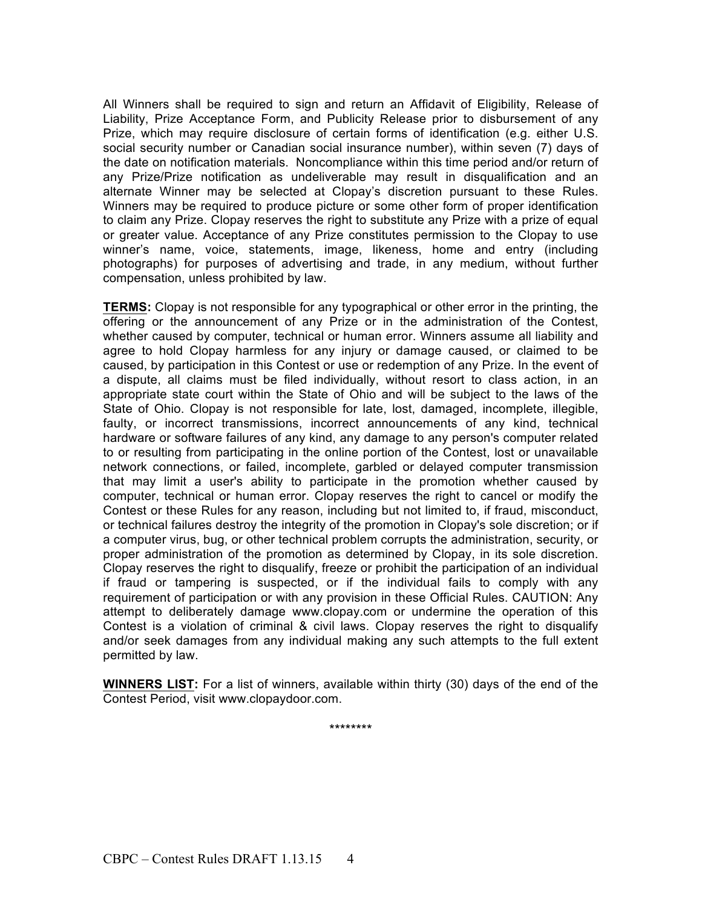All Winners shall be required to sign and return an Affidavit of Eligibility, Release of Liability, Prize Acceptance Form, and Publicity Release prior to disbursement of any Prize, which may require disclosure of certain forms of identification (e.g. either U.S. social security number or Canadian social insurance number), within seven (7) days of the date on notification materials. Noncompliance within this time period and/or return of any Prize/Prize notification as undeliverable may result in disqualification and an alternate Winner may be selected at Clopay's discretion pursuant to these Rules. Winners may be required to produce picture or some other form of proper identification to claim any Prize. Clopay reserves the right to substitute any Prize with a prize of equal or greater value. Acceptance of any Prize constitutes permission to the Clopay to use winner's name, voice, statements, image, likeness, home and entry (including photographs) for purposes of advertising and trade, in any medium, without further compensation, unless prohibited by law.

**TERMS:** Clopay is not responsible for any typographical or other error in the printing, the offering or the announcement of any Prize or in the administration of the Contest, whether caused by computer, technical or human error. Winners assume all liability and agree to hold Clopay harmless for any injury or damage caused, or claimed to be caused, by participation in this Contest or use or redemption of any Prize. In the event of a dispute, all claims must be filed individually, without resort to class action, in an appropriate state court within the State of Ohio and will be subject to the laws of the State of Ohio. Clopay is not responsible for late, lost, damaged, incomplete, illegible, faulty, or incorrect transmissions, incorrect announcements of any kind, technical hardware or software failures of any kind, any damage to any person's computer related to or resulting from participating in the online portion of the Contest, lost or unavailable network connections, or failed, incomplete, garbled or delayed computer transmission that may limit a user's ability to participate in the promotion whether caused by computer, technical or human error. Clopay reserves the right to cancel or modify the Contest or these Rules for any reason, including but not limited to, if fraud, misconduct, or technical failures destroy the integrity of the promotion in Clopay's sole discretion; or if a computer virus, bug, or other technical problem corrupts the administration, security, or proper administration of the promotion as determined by Clopay, in its sole discretion. Clopay reserves the right to disqualify, freeze or prohibit the participation of an individual if fraud or tampering is suspected, or if the individual fails to comply with any requirement of participation or with any provision in these Official Rules. CAUTION: Any attempt to deliberately damage www.clopay.com or undermine the operation of this Contest is a violation of criminal & civil laws. Clopay reserves the right to disqualify and/or seek damages from any individual making any such attempts to the full extent permitted by law.

**WINNERS LIST:** For a list of winners, available within thirty (30) days of the end of the Contest Period, visit www.clopaydoor.com.

********